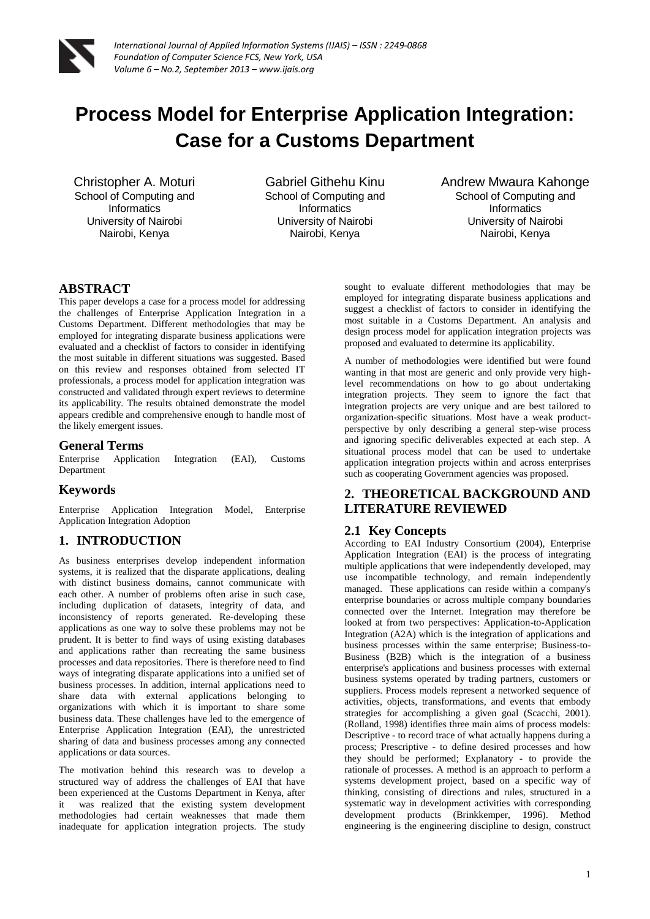# Process Model for Enterprise Application Integration: Case for a Customs Department

Christopher A. Moturi
School of Computing and Informatics
University of Nairobi
Nairobi, Kenya

Gabriel Githehu Kinu
School of Computing and Informatics
University of Nairobi
Nairobi, Kenya

Andrew Mwaura Kahonge
School of Computing and Informatics
University of Nairobi
Nairobi, Kenya

## ABSTRACT

This paper develops a case for a process model for addressing the challenges of Enterprise Application Integration in a Customs Department. Different methodologies that may be employed for integrating disparate business applications were evaluated and a checklist of factors to consider in identifying the most suitable in different situations was suggested. Based on this review and responses obtained from selected IT professionals, a process model for application integration was constructed and validated through expert reviews to determine its applicability. The results obtained demonstrate the model appears credible and comprehensive enough to handle most of the likely emergent issues.

## General Terms

Enterprise Application Integration (EAI), Customs Department

## Keywords

Enterprise Application Integration Model, Enterprise Application Integration Adoption

## 1. INTRODUCTION

As business enterprises develop independent information systems, it is realized that the disparate applications, dealing with distinct business domains, cannot communicate with each other. A number of problems often arise in such case, including duplication of datasets, integrity of data, and inconsistency of reports generated. Re-developing these applications as one way to solve these problems may not be prudent. It is better to find ways of using existing databases and applications rather than recreating the same business processes and data repositories. There is therefore need to find ways of integrating disparate applications into a unified set of business processes. In addition, internal applications need to share data with external applications belonging to organizations with which it is important to share some business data. These challenges have led to the emergence of Enterprise Application Integration (EAI), the unrestricted sharing of data and business processes among any connected applications or data sources.

The motivation behind this research was to develop a structured way of address the challenges of EAI that have been experienced at the Customs Department in Kenya, after it was realized that the existing system development methodologies had certain weaknesses that made them inadequate for application integration projects. The study sought to evaluate different methodologies that may be employed for integrating disparate business applications and suggest a checklist of factors to consider in identifying the most suitable in a Customs Department. An analysis and design process model for application integration projects was proposed and evaluated to determine its applicability.

A number of methodologies were identified but were found wanting in that most are generic and only provide very high-level recommendations on how to go about undertaking integration projects. They seem to ignore the fact that integration projects are very unique and are best tailored to organization-specific situations. Most have a weak product-perspective by only describing a general step-wise process and ignoring specific deliverables expected at each step. A situational process model that can be used to undertake application integration projects within and across enterprises such as cooperating Government agencies was proposed.

## 2. THEORETICAL BACKGROUND AND LITERATURE REVIEWED

### 2.1 Key Concepts

According to EAI Industry Consortium (2004), Enterprise Application Integration (EAI) is the process of integrating multiple applications that were independently developed, may use incompatible technology, and remain independently managed. These applications can reside within a company's enterprise boundaries or across multiple company boundaries connected over the Internet. Integration may therefore be looked at from two perspectives: Application-to-Application Integration (A2A) which is the integration of applications and business processes within the same enterprise; Business-to-Business (B2B) which is the integration of a business enterprise's applications and business processes with external business systems operated by trading partners, customers or suppliers. Process models represent a networked sequence of activities, objects, transformations, and events that embody strategies for accomplishing a given goal (Scacchi, 2001). (Rolland, 1998) identifies three main aims of process models: Descriptive - to record trace of what actually happens during a process; Prescriptive - to define desired processes and how they should be performed; Explanatory - to provide the rationale of processes. A method is an approach to perform a systems development project, based on a specific way of thinking, consisting of directions and rules, structured in a systematic way in development activities with corresponding development products (Brinkkemper, 1996). Method engineering is the engineering discipline to design, construct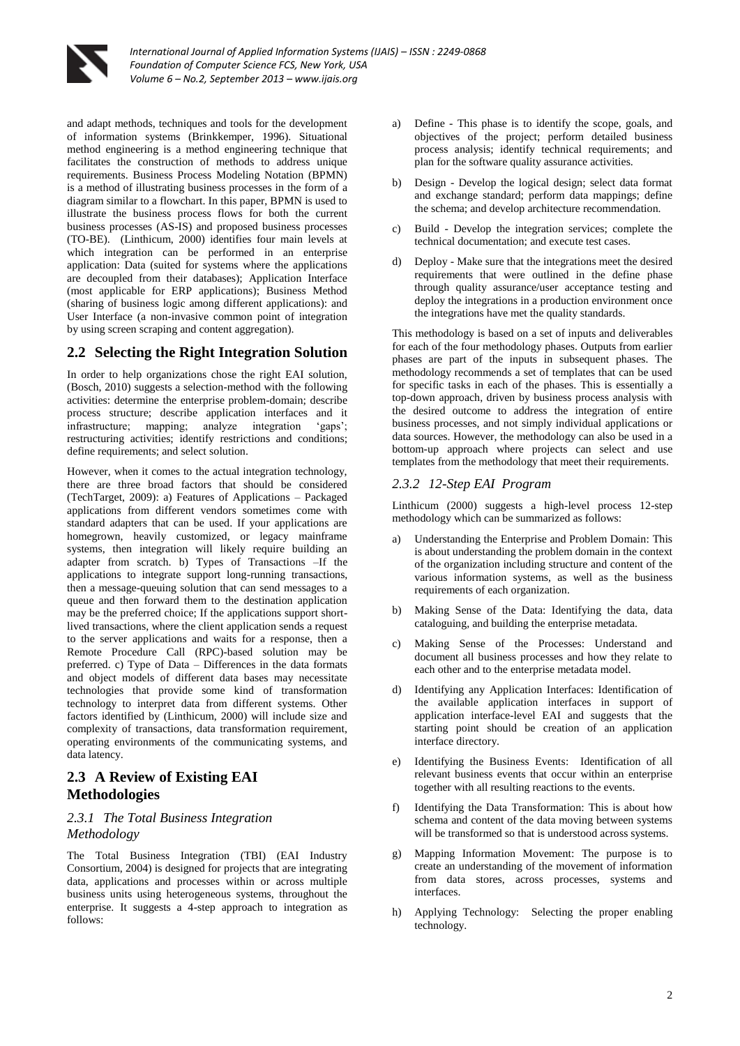and adapt methods, techniques and tools for the development of information systems (Brinkkemper, 1996). Situational method engineering is a method engineering technique that facilitates the construction of methods to address unique requirements. Business Process Modeling Notation (BPMN) is a method of illustrating business processes in the form of a diagram similar to a flowchart. In this paper, BPMN is used to illustrate the business process flows for both the current business processes (AS-IS) and proposed business processes (TO-BE). (Linthicum, 2000) identifies four main levels at which integration can be performed in an enterprise application: Data (suited for systems where the applications are decoupled from their databases); Application Interface (most applicable for ERP applications); Business Method (sharing of business logic among different applications): and User Interface (a non-invasive common point of integration by using screen scraping and content aggregation).

## 2.2 Selecting the Right Integration Solution

In order to help organizations chose the right EAI solution, (Bosch, 2010) suggests a selection-method with the following activities: determine the enterprise problem-domain; describe process structure; describe application interfaces and it infrastructure; mapping; analyze integration 'gaps'; restructuring activities; identify restrictions and conditions; define requirements; and select solution.

However, when it comes to the actual integration technology, there are three broad factors that should be considered (TechTarget, 2009): a) Features of Applications – Packaged applications from different vendors sometimes come with standard adapters that can be used. If your applications are homegrown, heavily customized, or legacy mainframe systems, then integration will likely require building an adapter from scratch. b) Types of Transactions –If the applications to integrate support long-running transactions, then a message-queuing solution that can send messages to a queue and then forward them to the destination application may be the preferred choice; If the applications support short-lived transactions, where the client application sends a request to the server applications and waits for a response, then a Remote Procedure Call (RPC)-based solution may be preferred. c) Type of Data – Differences in the data formats and object models of different data bases may necessitate technologies that provide some kind of transformation technology to interpret data from different systems. Other factors identified by (Linthicum, 2000) will include size and complexity of transactions, data transformation requirement, operating environments of the communicating systems, and data latency.

## 2.3 A Review of Existing EAI Methodologies

### *2.3.1 The Total Business Integration Methodology*

The Total Business Integration (TBI) (EAI Industry Consortium, 2004) is designed for projects that are integrating data, applications and processes within or across multiple business units using heterogeneous systems, throughout the enterprise. It suggests a 4-step approach to integration as follows:

a) Define - This phase is to identify the scope, goals, and objectives of the project; perform detailed business process analysis; identify technical requirements; and plan for the software quality assurance activities.

b) Design - Develop the logical design; select data format and exchange standard; perform data mappings; define the schema; and develop architecture recommendation.

c) Build - Develop the integration services; complete the technical documentation; and execute test cases.

d) Deploy - Make sure that the integrations meet the desired requirements that were outlined in the define phase through quality assurance/user acceptance testing and deploy the integrations in a production environment once the integrations have met the quality standards.

This methodology is based on a set of inputs and deliverables for each of the four methodology phases. Outputs from earlier phases are part of the inputs in subsequent phases. The methodology recommends a set of templates that can be used for specific tasks in each of the phases. This is essentially a top-down approach, driven by business process analysis with the desired outcome to address the integration of entire business processes, and not simply individual applications or data sources. However, the methodology can also be used in a bottom-up approach where projects can select and use templates from the methodology that meet their requirements.

### *2.3.2 12-Step EAI Program*

Linthicum (2000) suggests a high-level process 12-step methodology which can be summarized as follows:

a) Understanding the Enterprise and Problem Domain: This is about understanding the problem domain in the context of the organization including structure and content of the various information systems, as well as the business requirements of each organization.

b) Making Sense of the Data: Identifying the data, data cataloguing, and building the enterprise metadata.

c) Making Sense of the Processes: Understand and document all business processes and how they relate to each other and to the enterprise metadata model.

d) Identifying any Application Interfaces: Identification of the available application interfaces in support of application interface-level EAI and suggests that the starting point should be creation of an application interface directory.

e) Identifying the Business Events: Identification of all relevant business events that occur within an enterprise together with all resulting reactions to the events.

f) Identifying the Data Transformation: This is about how schema and content of the data moving between systems will be transformed so that is understood across systems.

g) Mapping Information Movement: The purpose is to create an understanding of the movement of information from data stores, across processes, systems and interfaces.

h) Applying Technology: Selecting the proper enabling technology.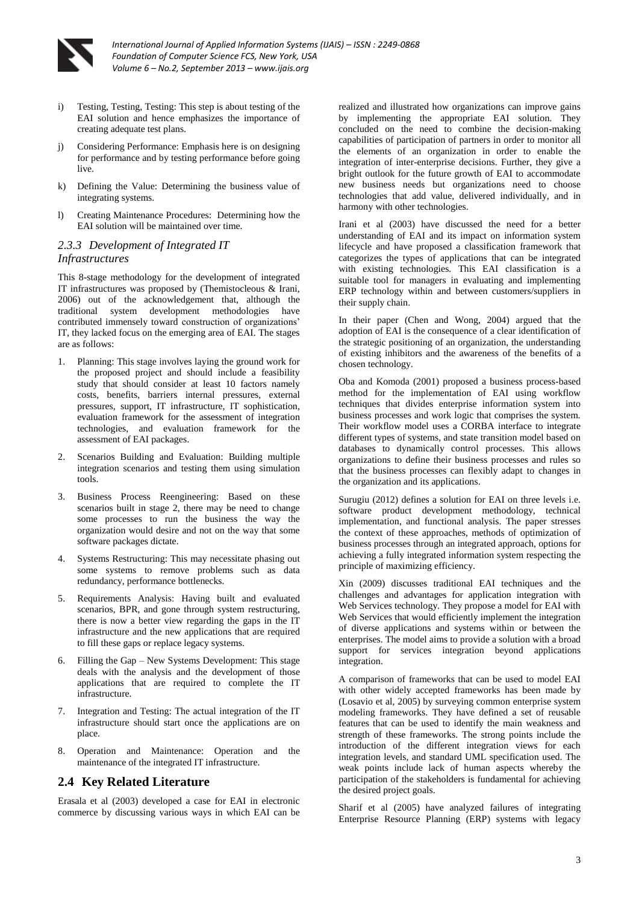i) Testing, Testing, Testing: This step is about testing of the EAI solution and hence emphasizes the importance of creating adequate test plans.

j) Considering Performance: Emphasis here is on designing for performance and by testing performance before going live.

k) Defining the Value: Determining the business value of integrating systems.

l) Creating Maintenance Procedures: Determining how the EAI solution will be maintained over time.

### *2.3.3 Development of Integrated IT Infrastructures*

This 8-stage methodology for the development of integrated IT infrastructures was proposed by (Themistocleous & Irani, 2006) out of the acknowledgement that, although the traditional system development methodologies have contributed immensely toward construction of organizations' IT, they lacked focus on the emerging area of EAI. The stages are as follows:

1. Planning: This stage involves laying the ground work for the proposed project and should include a feasibility study that should consider at least 10 factors namely costs, benefits, barriers internal pressures, external pressures, support, IT infrastructure, IT sophistication, evaluation framework for the assessment of integration technologies, and evaluation framework for the assessment of EAI packages.
2. Scenarios Building and Evaluation: Building multiple integration scenarios and testing them using simulation tools.
3. Business Process Reengineering: Based on these scenarios built in stage 2, there may be need to change some processes to run the business the way the organization would desire and not on the way that some software packages dictate.
4. Systems Restructuring: This may necessitate phasing out some systems to remove problems such as data redundancy, performance bottlenecks.
5. Requirements Analysis: Having built and evaluated scenarios, BPR, and gone through system restructuring, there is now a better view regarding the gaps in the IT infrastructure and the new applications that are required to fill these gaps or replace legacy systems.
6. Filling the Gap – New Systems Development: This stage deals with the analysis and the development of those applications that are required to complete the IT infrastructure.
7. Integration and Testing: The actual integration of the IT infrastructure should start once the applications are on place.
8. Operation and Maintenance: Operation and the maintenance of the integrated IT infrastructure.

## 2.4 Key Related Literature

Erasala et al (2003) developed a case for EAI in electronic commerce by discussing various ways in which EAI can be realized and illustrated how organizations can improve gains by implementing the appropriate EAI solution. They concluded on the need to combine the decision-making capabilities of participation of partners in order to monitor all the elements of an organization in order to enable the integration of inter-enterprise decisions. Further, they give a bright outlook for the future growth of EAI to accommodate new business needs but organizations need to choose technologies that add value, delivered individually, and in harmony with other technologies.

Irani et al (2003) have discussed the need for a better understanding of EAI and its impact on information system lifecycle and have proposed a classification framework that categorizes the types of applications that can be integrated with existing technologies. This EAI classification is a suitable tool for managers in evaluating and implementing ERP technology within and between customers/suppliers in their supply chain.

In their paper (Chen and Wong, 2004) argued that the adoption of EAI is the consequence of a clear identification of the strategic positioning of an organization, the understanding of existing inhibitors and the awareness of the benefits of a chosen technology.

Oba and Komoda (2001) proposed a business process-based method for the implementation of EAI using workflow techniques that divides enterprise information system into business processes and work logic that comprises the system. Their workflow model uses a CORBA interface to integrate different types of systems, and state transition model based on databases to dynamically control processes. This allows organizations to define their business processes and rules so that the business processes can flexibly adapt to changes in the organization and its applications.

Surugiu (2012) defines a solution for EAI on three levels i.e. software product development methodology, technical implementation, and functional analysis. The paper stresses the context of these approaches, methods of optimization of business processes through an integrated approach, options for achieving a fully integrated information system respecting the principle of maximizing efficiency.

Xin (2009) discusses traditional EAI techniques and the challenges and advantages for application integration with Web Services technology. They propose a model for EAI with Web Services that would efficiently implement the integration of diverse applications and systems within or between the enterprises. The model aims to provide a solution with a broad support for services integration beyond applications integration.

A comparison of frameworks that can be used to model EAI with other widely accepted frameworks has been made by (Losavio et al, 2005) by surveying common enterprise system modeling frameworks. They have defined a set of reusable features that can be used to identify the main weakness and strength of these frameworks. The strong points include the introduction of the different integration views for each integration levels, and standard UML specification used. The weak points include lack of human aspects whereby the participation of the stakeholders is fundamental for achieving the desired project goals.

Sharif et al (2005) have analyzed failures of integrating Enterprise Resource Planning (ERP) systems with legacy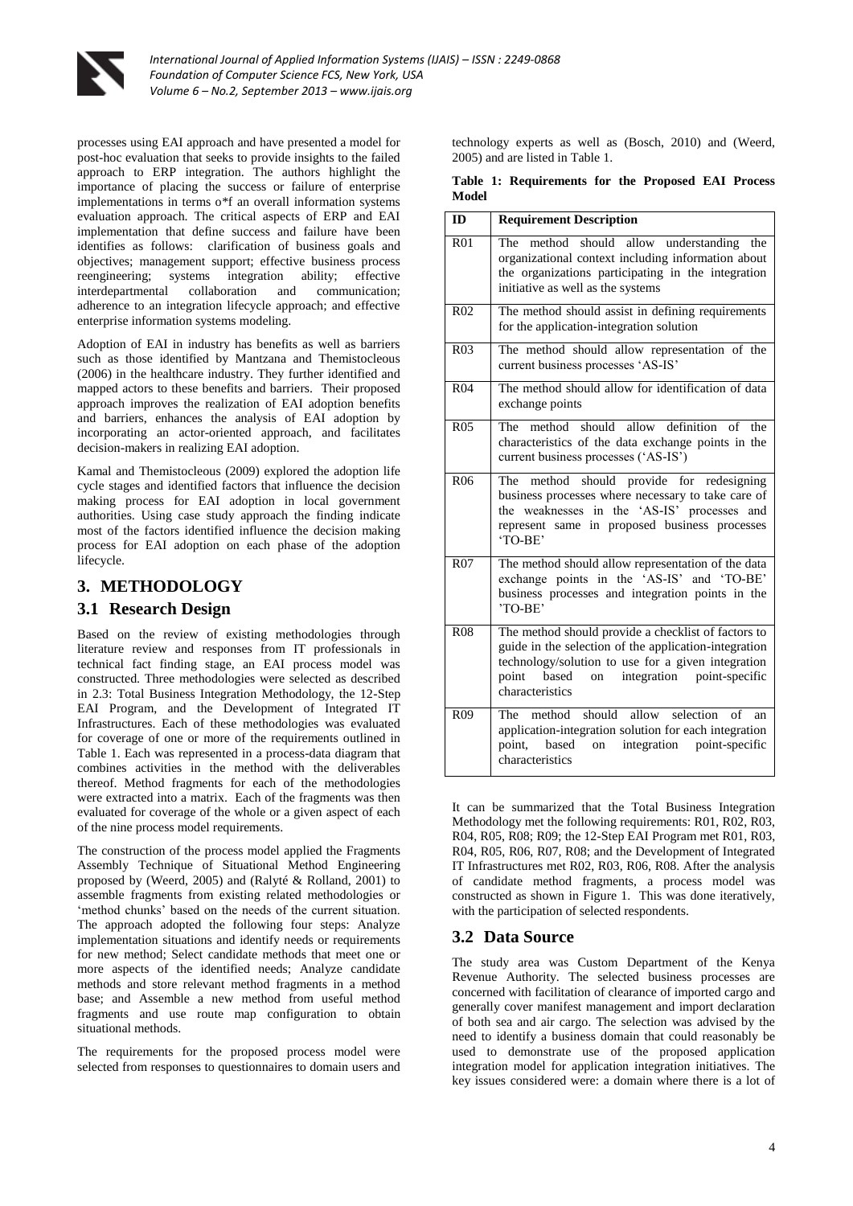processes using EAI approach and have presented a model for post-hoc evaluation that seeks to provide insights to the failed approach to ERP integration. The authors highlight the importance of placing the success or failure of enterprise implementations in terms o*f an overall information systems evaluation approach. The critical aspects of ERP and EAI implementation that define success and failure have been identifies as follows: clarification of business goals and objectives; management support; effective business process reengineering; systems integration ability; effective interdepartmental collaboration and communication; adherence to an integration lifecycle approach; and effective enterprise information systems modeling.

Adoption of EAI in industry has benefits as well as barriers such as those identified by Mantzana and Themistocleous (2006) in the healthcare industry. They further identified and mapped actors to these benefits and barriers. Their proposed approach improves the realization of EAI adoption benefits and barriers, enhances the analysis of EAI adoption by incorporating an actor-oriented approach, and facilitates decision-makers in realizing EAI adoption.

Kamal and Themistocleous (2009) explored the adoption life cycle stages and identified factors that influence the decision making process for EAI adoption in local government authorities. Using case study approach the finding indicate most of the factors identified influence the decision making process for EAI adoption on each phase of the adoption lifecycle.

# 3. METHODOLOGY

## 3.1 Research Design

Based on the review of existing methodologies through literature review and responses from IT professionals in technical fact finding stage, an EAI process model was constructed. Three methodologies were selected as described in 2.3: Total Business Integration Methodology, the 12-Step EAI Program, and the Development of Integrated IT Infrastructures. Each of these methodologies was evaluated for coverage of one or more of the requirements outlined in Table 1. Each was represented in a process-data diagram that combines activities in the method with the deliverables thereof. Method fragments for each of the methodologies were extracted into a matrix. Each of the fragments was then evaluated for coverage of the whole or a given aspect of each of the nine process model requirements.

The construction of the process model applied the Fragments Assembly Technique of Situational Method Engineering proposed by (Weerd, 2005) and (Ralyté & Rolland, 2001) to assemble fragments from existing related methodologies or 'method chunks' based on the needs of the current situation. The approach adopted the following four steps: Analyze implementation situations and identify needs or requirements for new method; Select candidate methods that meet one or more aspects of the identified needs; Analyze candidate methods and store relevant method fragments in a method base; and Assemble a new method from useful method fragments and use route map configuration to obtain situational methods.

The requirements for the proposed process model were selected from responses to questionnaires to domain users and technology experts as well as (Bosch, 2010) and (Weerd, 2005) and are listed in Table 1.

**Table 1: Requirements for the Proposed EAI Process Model**

| ID | Requirement Description |
|---|---|
| R01 | The method should allow understanding the organizational context including information about the organizations participating in the integration initiative as well as the systems |
| R02 | The method should assist in defining requirements for the application-integration solution |
| R03 | The method should allow representation of the current business processes 'AS-IS' |
| R04 | The method should allow for identification of data exchange points |
| R05 | The method should allow definition of the characteristics of the data exchange points in the current business processes ('AS-IS') |
| R06 | The method should provide for redesigning business processes where necessary to take care of the weaknesses in the 'AS-IS' processes and represent same in proposed business processes 'TO-BE' |
| R07 | The method should allow representation of the data exchange points in the 'AS-IS' and 'TO-BE' business processes and integration points in the 'TO-BE' |
| R08 | The method should provide a checklist of factors to guide in the selection of the application-integration technology/solution to use for a given integration point based on integration point-specific characteristics |
| R09 | The method should allow selection of an application-integration solution for each integration point, based on integration point-specific characteristics |

It can be summarized that the Total Business Integration Methodology met the following requirements: R01, R02, R03, R04, R05, R08; R09; the 12-Step EAI Program met R01, R03, R04, R05, R06, R07, R08; and the Development of Integrated IT Infrastructures met R02, R03, R06, R08. After the analysis of candidate method fragments, a process model was constructed as shown in Figure 1. This was done iteratively, with the participation of selected respondents.

## 3.2 Data Source

The study area was Custom Department of the Kenya Revenue Authority. The selected business processes are concerned with facilitation of clearance of imported cargo and generally cover manifest management and import declaration of both sea and air cargo. The selection was advised by the need to identify a business domain that could reasonably be used to demonstrate use of the proposed application integration model for application integration initiatives. The key issues considered were: a domain where there is a lot of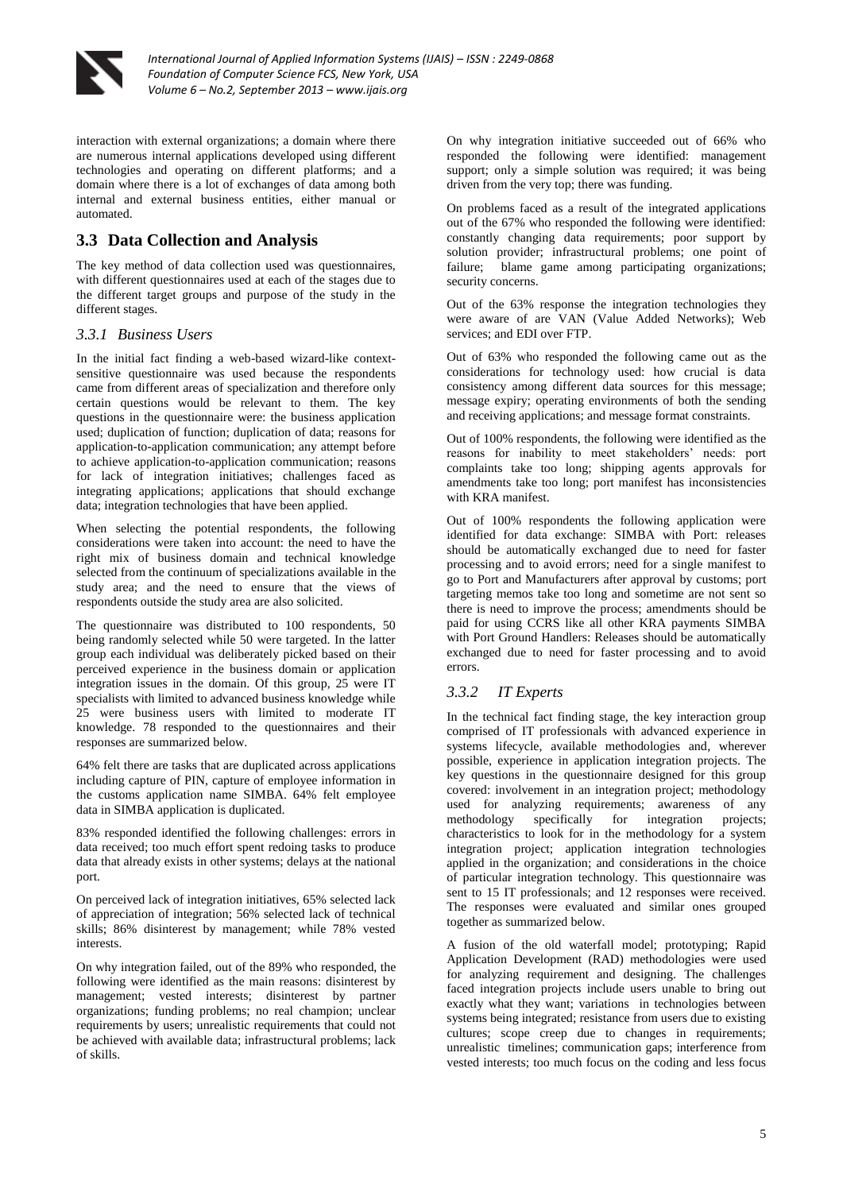interaction with external organizations; a domain where there are numerous internal applications developed using different technologies and operating on different platforms; and a domain where there is a lot of exchanges of data among both internal and external business entities, either manual or automated.

## 3.3 Data Collection and Analysis

The key method of data collection used was questionnaires, with different questionnaires used at each of the stages due to the different target groups and purpose of the study in the different stages.

### *3.3.1 Business Users*

In the initial fact finding a web-based wizard-like context-sensitive questionnaire was used because the respondents came from different areas of specialization and therefore only certain questions would be relevant to them. The key questions in the questionnaire were: the business application used; duplication of function; duplication of data; reasons for application-to-application communication; any attempt before to achieve application-to-application communication; reasons for lack of integration initiatives; challenges faced as integrating applications; applications that should exchange data; integration technologies that have been applied.

When selecting the potential respondents, the following considerations were taken into account: the need to have the right mix of business domain and technical knowledge selected from the continuum of specializations available in the study area; and the need to ensure that the views of respondents outside the study area are also solicited.

The questionnaire was distributed to 100 respondents, 50 being randomly selected while 50 were targeted. In the latter group each individual was deliberately picked based on their perceived experience in the business domain or application integration issues in the domain. Of this group, 25 were IT specialists with limited to advanced business knowledge while 25 were business users with limited to moderate IT knowledge. 78 responded to the questionnaires and their responses are summarized below.

64% felt there are tasks that are duplicated across applications including capture of PIN, capture of employee information in the customs application name SIMBA. 64% felt employee data in SIMBA application is duplicated.

83% responded identified the following challenges: errors in data received; too much effort spent redoing tasks to produce data that already exists in other systems; delays at the national port.

On perceived lack of integration initiatives, 65% selected lack of appreciation of integration; 56% selected lack of technical skills; 86% disinterest by management; while 78% vested interests.

On why integration failed, out of the 89% who responded, the following were identified as the main reasons: disinterest by management; vested interests; disinterest by partner organizations; funding problems; no real champion; unclear requirements by users; unrealistic requirements that could not be achieved with available data; infrastructural problems; lack of skills.

On why integration initiative succeeded out of 66% who responded the following were identified: management support; only a simple solution was required; it was being driven from the very top; there was funding.

On problems faced as a result of the integrated applications out of the 67% who responded the following were identified: constantly changing data requirements; poor support by solution provider; infrastructural problems; one point of failure; blame game among participating organizations; security concerns.

Out of the 63% response the integration technologies they were aware of are VAN (Value Added Networks); Web services; and EDI over FTP.

Out of 63% who responded the following came out as the considerations for technology used: how crucial is data consistency among different data sources for this message; message expiry; operating environments of both the sending and receiving applications; and message format constraints.

Out of 100% respondents, the following were identified as the reasons for inability to meet stakeholders' needs: port complaints take too long; shipping agents approvals for amendments take too long; port manifest has inconsistencies with KRA manifest.

Out of 100% respondents the following application were identified for data exchange: SIMBA with Port: releases should be automatically exchanged due to need for faster processing and to avoid errors; need for a single manifest to go to Port and Manufacturers after approval by customs; port targeting memos take too long and sometime are not sent so there is need to improve the process; amendments should be paid for using CCRS like all other KRA payments SIMBA with Port Ground Handlers: Releases should be automatically exchanged due to need for faster processing and to avoid errors.

### *3.3.2 IT Experts*

In the technical fact finding stage, the key interaction group comprised of IT professionals with advanced experience in systems lifecycle, available methodologies and, wherever possible, experience in application integration projects. The key questions in the questionnaire designed for this group covered: involvement in an integration project; methodology used for analyzing requirements; awareness of any methodology specifically for integration projects; characteristics to look for in the methodology for a system integration project; application integration technologies applied in the organization; and considerations in the choice of particular integration technology. This questionnaire was sent to 15 IT professionals; and 12 responses were received. The responses were evaluated and similar ones grouped together as summarized below.

A fusion of the old waterfall model; prototyping; Rapid Application Development (RAD) methodologies were used for analyzing requirement and designing. The challenges faced integration projects include users unable to bring out exactly what they want; variations in technologies between systems being integrated; resistance from users due to existing cultures; scope creep due to changes in requirements; unrealistic timelines; communication gaps; interference from vested interests; too much focus on the coding and less focus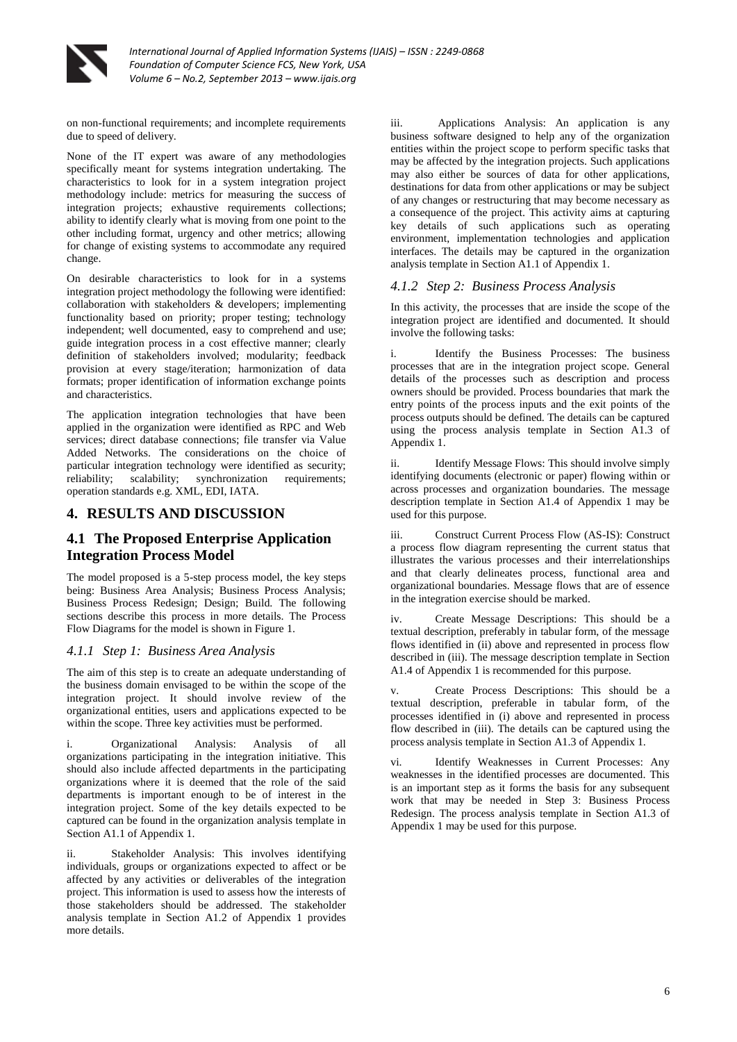on non-functional requirements; and incomplete requirements due to speed of delivery.

None of the IT expert was aware of any methodologies specifically meant for systems integration undertaking. The characteristics to look for in a system integration project methodology include: metrics for measuring the success of integration projects; exhaustive requirements collections; ability to identify clearly what is moving from one point to the other including format, urgency and other metrics; allowing for change of existing systems to accommodate any required change.

On desirable characteristics to look for in a systems integration project methodology the following were identified: collaboration with stakeholders & developers; implementing functionality based on priority; proper testing; technology independent; well documented, easy to comprehend and use; guide integration process in a cost effective manner; clearly definition of stakeholders involved; modularity; feedback provision at every stage/iteration; harmonization of data formats; proper identification of information exchange points and characteristics.

The application integration technologies that have been applied in the organization were identified as RPC and Web services; direct database connections; file transfer via Value Added Networks. The considerations on the choice of particular integration technology were identified as security; reliability; scalability; synchronization requirements; operation standards e.g. XML, EDI, IATA.

## 4. RESULTS AND DISCUSSION

### 4.1 The Proposed Enterprise Application Integration Process Model

The model proposed is a 5-step process model, the key steps being: Business Area Analysis; Business Process Analysis; Business Process Redesign; Design; Build. The following sections describe this process in more details. The Process Flow Diagrams for the model is shown in Figure 1.

#### *4.1.1 Step 1: Business Area Analysis*

The aim of this step is to create an adequate understanding of the business domain envisaged to be within the scope of the integration project. It should involve review of the organizational entities, users and applications expected to be within the scope. Three key activities must be performed.

i. Organizational Analysis: Analysis of all organizations participating in the integration initiative. This should also include affected departments in the participating organizations where it is deemed that the role of the said departments is important enough to be of interest in the integration project. Some of the key details expected to be captured can be found in the organization analysis template in Section A1.1 of Appendix 1.

ii. Stakeholder Analysis: This involves identifying individuals, groups or organizations expected to affect or be affected by any activities or deliverables of the integration project. This information is used to assess how the interests of those stakeholders should be addressed. The stakeholder analysis template in Section A1.2 of Appendix 1 provides more details.

iii. Applications Analysis: An application is any business software designed to help any of the organization entities within the project scope to perform specific tasks that may be affected by the integration projects. Such applications may also either be sources of data for other applications, destinations for data from other applications or may be subject of any changes or restructuring that may become necessary as a consequence of the project. This activity aims at capturing key details of such applications such as operating environment, implementation technologies and application interfaces. The details may be captured in the organization analysis template in Section A1.1 of Appendix 1.

#### *4.1.2 Step 2: Business Process Analysis*

In this activity, the processes that are inside the scope of the integration project are identified and documented. It should involve the following tasks:

i. Identify the Business Processes: The business processes that are in the integration project scope. General details of the processes such as description and process owners should be provided. Process boundaries that mark the entry points of the process inputs and the exit points of the process outputs should be defined. The details can be captured using the process analysis template in Section A1.3 of Appendix 1.

ii. Identify Message Flows: This should involve simply identifying documents (electronic or paper) flowing within or across processes and organization boundaries. The message description template in Section A1.4 of Appendix 1 may be used for this purpose.

iii. Construct Current Process Flow (AS-IS): Construct a process flow diagram representing the current status that illustrates the various processes and their interrelationships and that clearly delineates process, functional area and organizational boundaries. Message flows that are of essence in the integration exercise should be marked.

iv. Create Message Descriptions: This should be a textual description, preferably in tabular form, of the message flows identified in (ii) above and represented in process flow described in (iii). The message description template in Section A1.4 of Appendix 1 is recommended for this purpose.

v. Create Process Descriptions: This should be a textual description, preferable in tabular form, of the processes identified in (i) above and represented in process flow described in (iii). The details can be captured using the process analysis template in Section A1.3 of Appendix 1.

vi. Identify Weaknesses in Current Processes: Any weaknesses in the identified processes are documented. This is an important step as it forms the basis for any subsequent work that may be needed in Step 3: Business Process Redesign. The process analysis template in Section A1.3 of Appendix 1 may be used for this purpose.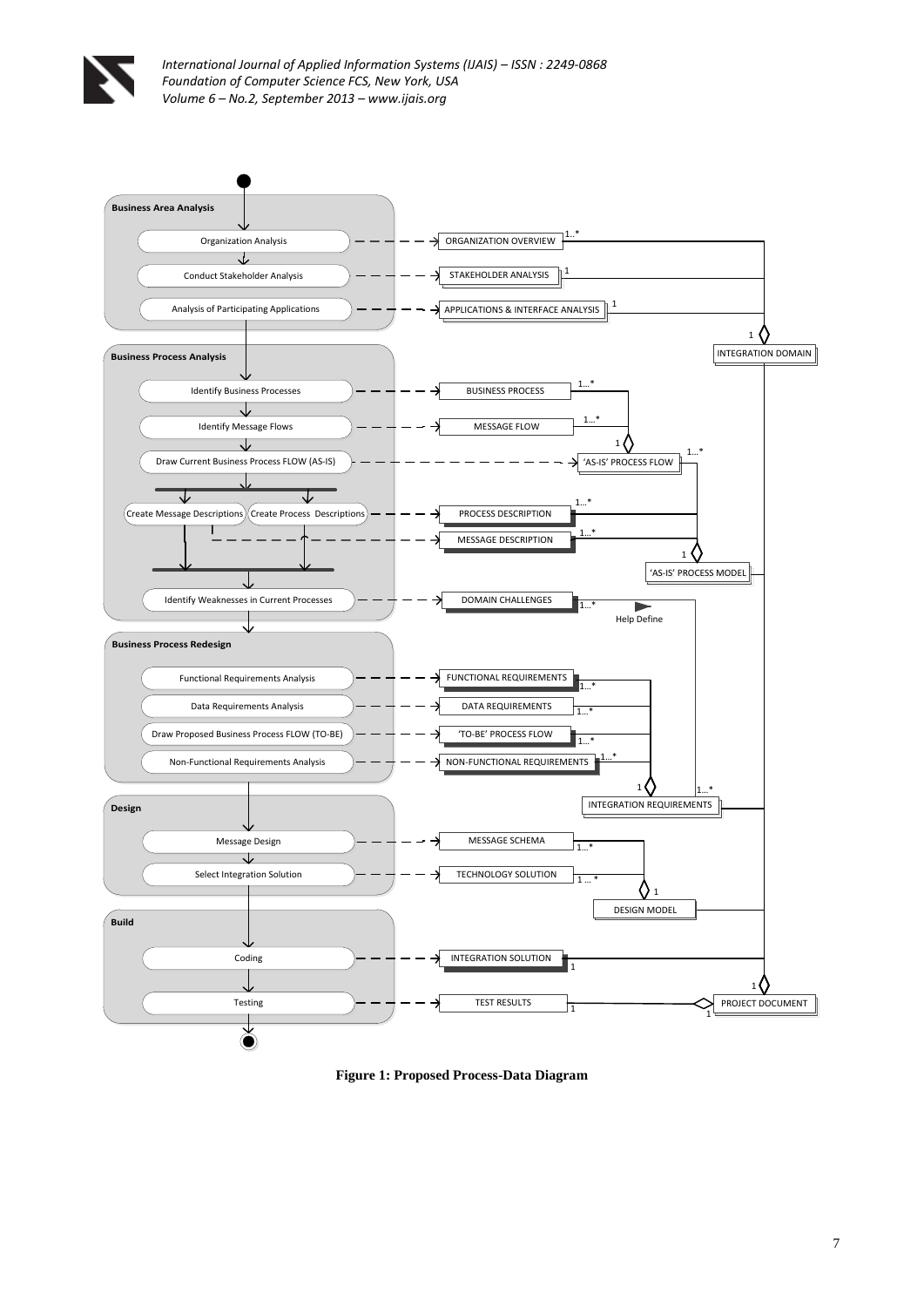**Business Area Analysis**

- Organization Analysis → ORGANIZATION OVERVIEW (1...*)
- Conduct Stakeholder Analysis → STAKEHOLDER ANALYSIS (1)
- Analysis of Participating Applications → APPLICATIONS & INTERFACE ANALYSIS (1)

INTEGRATION DOMAIN (1)

**Business Process Analysis**

- Identify Business Processes → BUSINESS PROCESS (1...*)
- Identify Message Flows → MESSAGE FLOW (1...*)
- Draw Current Business Process FLOW (AS-IS) → 'AS-IS' PROCESS FLOW (1, 1...*)
- Create Message Descriptions → MESSAGE DESCRIPTION (1...*)
- Create Process Descriptions → PROCESS DESCRIPTION (1...*)

'AS-IS' PROCESS MODEL (1)

- Identify Weaknesses in Current Processes → DOMAIN CHALLENGES (1...*)

Help Define

**Business Process Redesign**

- Functional Requirements Analysis → FUNCTIONAL REQUIREMENTS (1...*)
- Data Requirements Analysis → DATA REQUIREMENTS (1...*)
- Draw Proposed Business Process FLOW (TO-BE) → 'TO-BE' PROCESS FLOW (1...*)
- Non-Functional Requirements Analysis → NON-FUNCTIONAL REQUIREMENTS (1...*)

INTEGRATION REQUIREMENTS (1, 1...*)

**Design**

- Message Design → MESSAGE SCHEMA (1...*)
- Select Integration Solution → TECHNOLOGY SOLUTION (1 ... *)

DESIGN MODEL (1)

**Build**

- Coding → INTEGRATION SOLUTION (1)
- Testing → TEST RESULTS (1)

PROJECT DOCUMENT (1)

**Figure 1: Proposed Process-Data Diagram**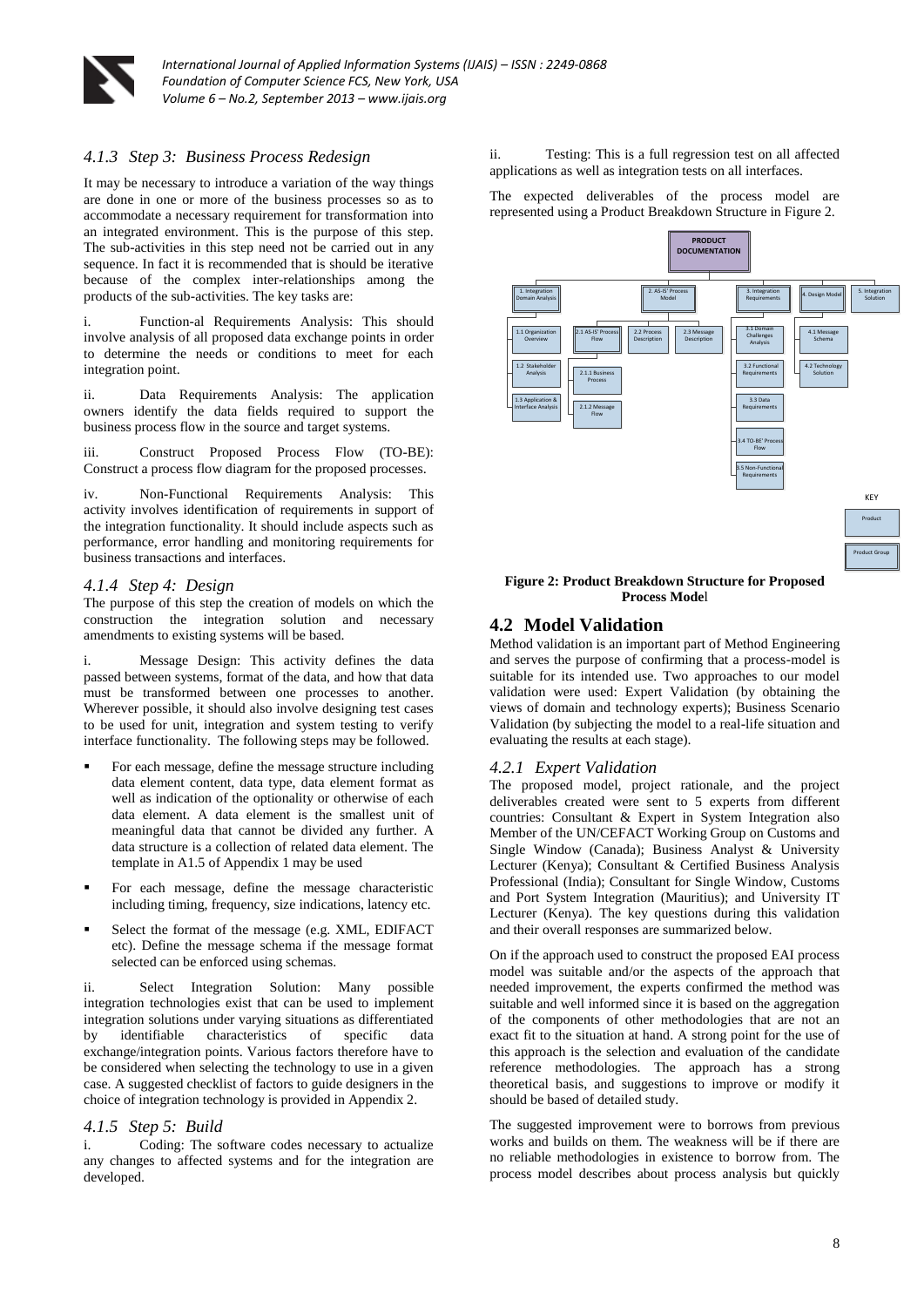### 4.1.3 Step 3: Business Process Redesign

It may be necessary to introduce a variation of the way things are done in one or more of the business processes so as to accommodate a necessary requirement for transformation into an integrated environment. This is the purpose of this step. The sub-activities in this step need not be carried out in any sequence. In fact it is recommended that is should be iterative because of the complex inter-relationships among the products of the sub-activities. The key tasks are:

i. Function-al Requirements Analysis: This should involve analysis of all proposed data exchange points in order to determine the needs or conditions to meet for each integration point.

ii. Data Requirements Analysis: The application owners identify the data fields required to support the business process flow in the source and target systems.

iii. Construct Proposed Process Flow (TO-BE): Construct a process flow diagram for the proposed processes.

iv. Non-Functional Requirements Analysis: This activity involves identification of requirements in support of the integration functionality. It should include aspects such as performance, error handling and monitoring requirements for business transactions and interfaces.

### 4.1.4 Step 4: Design

The purpose of this step the creation of models on which the construction the integration solution and necessary amendments to existing systems will be based.

i. Message Design: This activity defines the data passed between systems, format of the data, and how that data must be transformed between one processes to another. Wherever possible, it should also involve designing test cases to be used for unit, integration and system testing to verify interface functionality. The following steps may be followed.

- For each message, define the message structure including data element content, data type, data element format as well as indication of the optionality or otherwise of each data element. A data element is the smallest unit of meaningful data that cannot be divided any further. A data structure is a collection of related data element. The template in A1.5 of Appendix 1 may be used
- For each message, define the message characteristic including timing, frequency, size indications, latency etc.
- Select the format of the message (e.g. XML, EDIFACT etc). Define the message schema if the message format selected can be enforced using schemas.

ii. Select Integration Solution: Many possible integration technologies exist that can be used to implement integration solutions under varying situations as differentiated by identifiable characteristics of specific data exchange/integration points. Various factors therefore have to be considered when selecting the technology to use in a given case. A suggested checklist of factors to guide designers in the choice of integration technology is provided in Appendix 2.

### 4.1.5 Step 5: Build

i. Coding: The software codes necessary to actualize any changes to affected systems and for the integration are developed.

ii. Testing: This is a full regression test on all affected applications as well as integration tests on all interfaces.

The expected deliverables of the process model are represented using a Product Breakdown Structure in Figure 2.

**Figure 2: Product Breakdown Structure for Proposed Process Model**

## 4.2 Model Validation

Method validation is an important part of Method Engineering and serves the purpose of confirming that a process-model is suitable for its intended use. Two approaches to our model validation were used: Expert Validation (by obtaining the views of domain and technology experts); Business Scenario Validation (by subjecting the model to a real-life situation and evaluating the results at each stage).

### 4.2.1 Expert Validation

The proposed model, project rationale, and the project deliverables created were sent to 5 experts from different countries: Consultant & Expert in System Integration also Member of the UN/CEFACT Working Group on Customs and Single Window (Canada); Business Analyst & University Lecturer (Kenya); Consultant & Certified Business Analysis Professional (India); Consultant for Single Window, Customs and Port System Integration (Mauritius); and University IT Lecturer (Kenya). The key questions during this validation and their overall responses are summarized below.

On if the approach used to construct the proposed EAI process model was suitable and/or the aspects of the approach that needed improvement, the experts confirmed the method was suitable and well informed since it is based on the aggregation of the components of other methodologies that are not an exact fit to the situation at hand. A strong point for the use of this approach is the selection and evaluation of the candidate reference methodologies. The approach has a strong theoretical basis, and suggestions to improve or modify it should be based of detailed study.

The suggested improvement were to borrows from previous works and builds on them. The weakness will be if there are no reliable methodologies in existence to borrow from. The process model describes about process analysis but quickly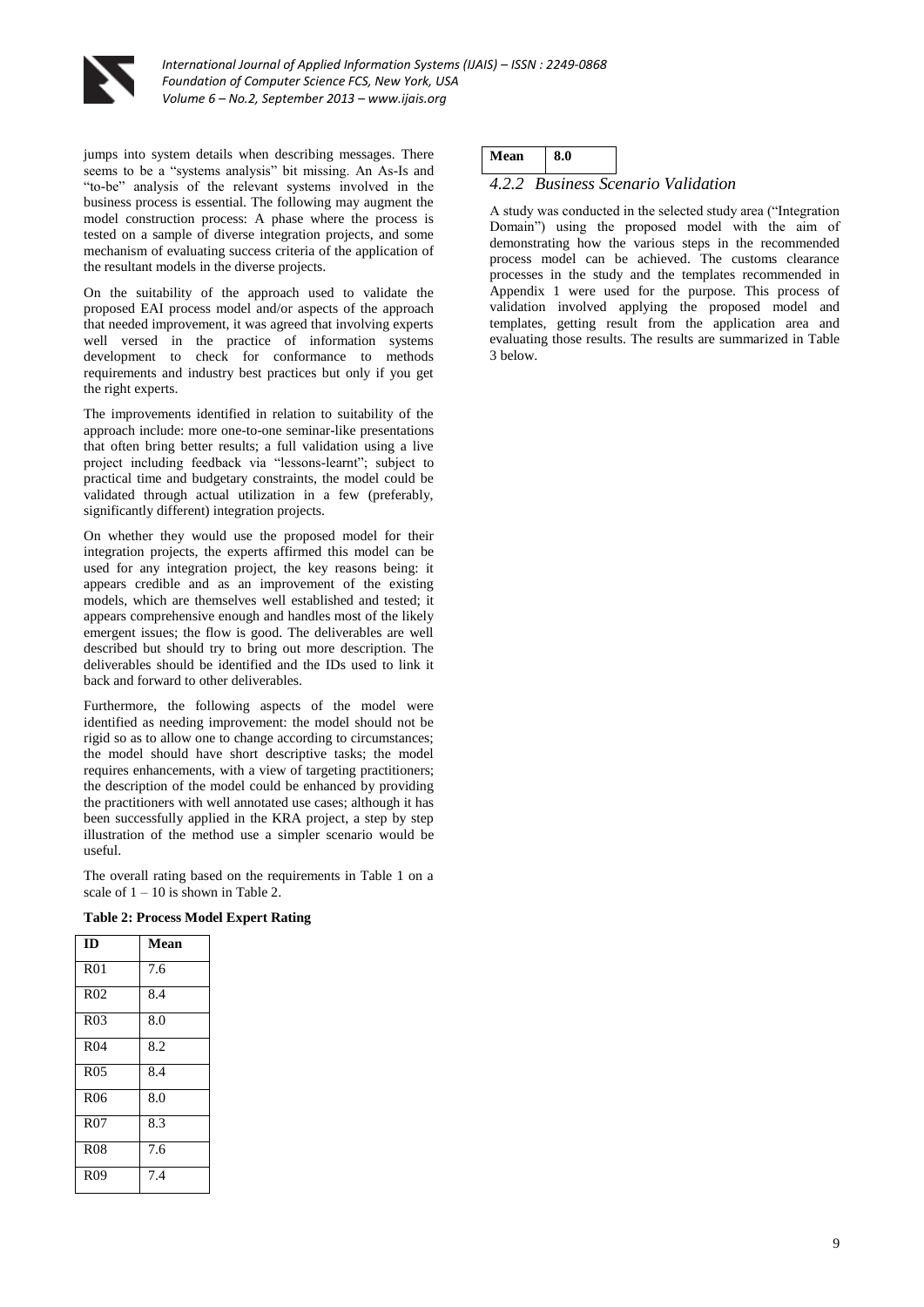jumps into system details when describing messages. There seems to be a "systems analysis" bit missing. An As-Is and "to-be" analysis of the relevant systems involved in the business process is essential. The following may augment the model construction process: A phase where the process is tested on a sample of diverse integration projects, and some mechanism of evaluating success criteria of the application of the resultant models in the diverse projects.

On the suitability of the approach used to validate the proposed EAI process model and/or aspects of the approach that needed improvement, it was agreed that involving experts well versed in the practice of information systems development to check for conformance to methods requirements and industry best practices but only if you get the right experts.

The improvements identified in relation to suitability of the approach include: more one-to-one seminar-like presentations that often bring better results; a full validation using a live project including feedback via "lessons-learnt"; subject to practical time and budgetary constraints, the model could be validated through actual utilization in a few (preferably, significantly different) integration projects.

On whether they would use the proposed model for their integration projects, the experts affirmed this model can be used for any integration project, the key reasons being: it appears credible and as an improvement of the existing models, which are themselves well established and tested; it appears comprehensive enough and handles most of the likely emergent issues; the flow is good. The deliverables are well described but should try to bring out more description. The deliverables should be identified and the IDs used to link it back and forward to other deliverables.

Furthermore, the following aspects of the model were identified as needing improvement: the model should not be rigid so as to allow one to change according to circumstances; the model should have short descriptive tasks; the model requires enhancements, with a view of targeting practitioners; the description of the model could be enhanced by providing the practitioners with well annotated use cases; although it has been successfully applied in the KRA project, a step by step illustration of the method use a simpler scenario would be useful.

The overall rating based on the requirements in Table 1 on a scale of 1 – 10 is shown in Table 2.

**Table 2: Process Model Expert Rating**

| ID | Mean |
|---|---|
| R01 | 7.6 |
| R02 | 8.4 |
| R03 | 8.0 |
| R04 | 8.2 |
| R05 | 8.4 |
| R06 | 8.0 |
| R07 | 8.3 |
| R08 | 7.6 |
| R09 | 7.4 |
| **Mean** | **8.0** |

### *4.2.2 Business Scenario Validation*

A study was conducted in the selected study area ("Integration Domain") using the proposed model with the aim of demonstrating how the various steps in the recommended process model can be achieved. The customs clearance processes in the study and the templates recommended in Appendix 1 were used for the purpose. This process of validation involved applying the proposed model and templates, getting result from the application area and evaluating those results. The results are summarized in Table 3 below.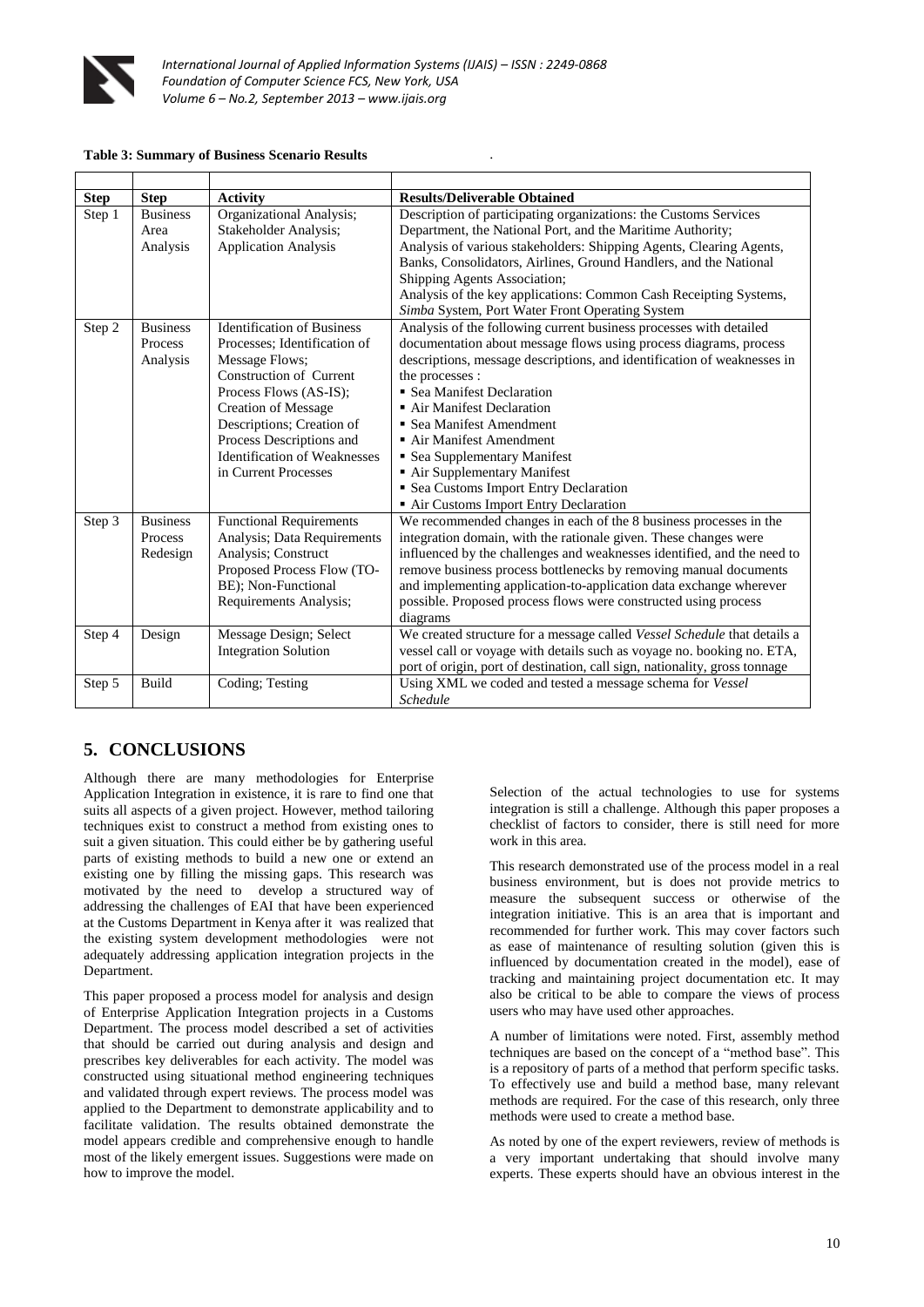**Table 3: Summary of Business Scenario Results**

| Step | Step | Activity | Results/Deliverable Obtained |
|---|---|---|---|
| Step 1 | Business Area Analysis | Organizational Analysis; Stakeholder Analysis; Application Analysis | Description of participating organizations: the Customs Services Department, the National Port, and the Maritime Authority; Analysis of various stakeholders: Shipping Agents, Clearing Agents, Banks, Consolidators, Airlines, Ground Handlers, and the National Shipping Agents Association; Analysis of the key applications: Common Cash Receipting Systems, *Simba* System, Port Water Front Operating System |
| Step 2 | Business Process Analysis | Identification of Business Processes; Identification of Message Flows; Construction of Current Process Flows (AS-IS); Creation of Message Descriptions; Creation of Process Descriptions and Identification of Weaknesses in Current Processes | Analysis of the following current business processes with detailed documentation about message flows using process diagrams, process descriptions, message descriptions, and identification of weaknesses in the processes : ▪ Sea Manifest Declaration ▪ Air Manifest Declaration ▪ Sea Manifest Amendment ▪ Air Manifest Amendment ▪ Sea Supplementary Manifest ▪ Air Supplementary Manifest ▪ Sea Customs Import Entry Declaration ▪ Air Customs Import Entry Declaration |
| Step 3 | Business Process Redesign | Functional Requirements Analysis; Data Requirements Analysis; Construct Proposed Process Flow (TO-BE); Non-Functional Requirements Analysis; | We recommended changes in each of the 8 business processes in the integration domain, with the rationale given. These changes were influenced by the challenges and weaknesses identified, and the need to remove business process bottlenecks by removing manual documents and implementing application-to-application data exchange wherever possible. Proposed process flows were constructed using process diagrams |
| Step 4 | Design | Message Design; Select Integration Solution | We created structure for a message called *Vessel Schedule* that details a vessel call or voyage with details such as voyage no. booking no. ETA, port of origin, port of destination, call sign, nationality, gross tonnage |
| Step 5 | Build | Coding; Testing | Using XML we coded and tested a message schema for *Vessel Schedule* |

## 5. CONCLUSIONS

Although there are many methodologies for Enterprise Application Integration in existence, it is rare to find one that suits all aspects of a given project. However, method tailoring techniques exist to construct a method from existing ones to suit a given situation. This could either be by gathering useful parts of existing methods to build a new one or extend an existing one by filling the missing gaps. This research was motivated by the need to develop a structured way of addressing the challenges of EAI that have been experienced at the Customs Department in Kenya after it was realized that the existing system development methodologies were not adequately addressing application integration projects in the Department.

This paper proposed a process model for analysis and design of Enterprise Application Integration projects in a Customs Department. The process model described a set of activities that should be carried out during analysis and design and prescribes key deliverables for each activity. The model was constructed using situational method engineering techniques and validated through expert reviews. The process model was applied to the Department to demonstrate applicability and to facilitate validation. The results obtained demonstrate the model appears credible and comprehensive enough to handle most of the likely emergent issues. Suggestions were made on how to improve the model.

Selection of the actual technologies to use for systems integration is still a challenge. Although this paper proposes a checklist of factors to consider, there is still need for more work in this area.

This research demonstrated use of the process model in a real business environment, but is does not provide metrics to measure the subsequent success or otherwise of the integration initiative. This is an area that is important and recommended for further work. This may cover factors such as ease of maintenance of resulting solution (given this is influenced by documentation created in the model), ease of tracking and maintaining project documentation etc. It may also be critical to be able to compare the views of process users who may have used other approaches.

A number of limitations were noted. First, assembly method techniques are based on the concept of a "method base". This is a repository of parts of a method that perform specific tasks. To effectively use and build a method base, many relevant methods are required. For the case of this research, only three methods were used to create a method base.

As noted by one of the expert reviewers, review of methods is a very important undertaking that should involve many experts. These experts should have an obvious interest in the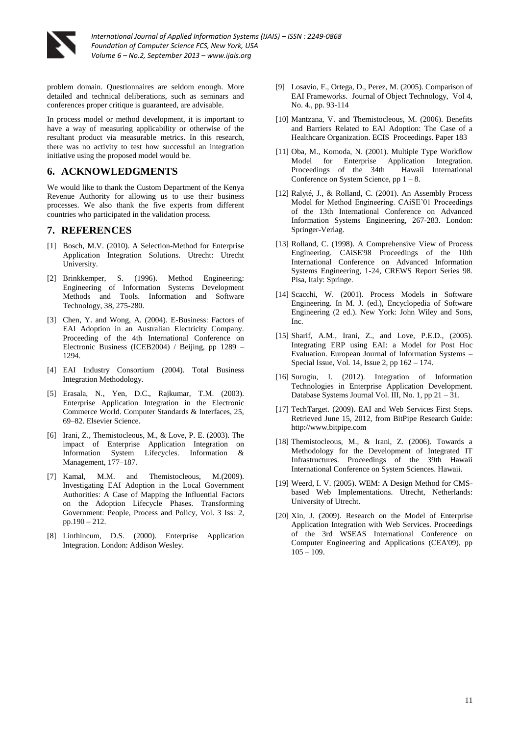problem domain. Questionnaires are seldom enough. More detailed and technical deliberations, such as seminars and conferences proper critique is guaranteed, are advisable.

In process model or method development, it is important to have a way of measuring applicability or otherwise of the resultant product via measurable metrics. In this research, there was no activity to test how successful an integration initiative using the proposed model would be.

## 6. ACKNOWLEDGMENTS

We would like to thank the Custom Department of the Kenya Revenue Authority for allowing us to use their business processes. We also thank the five experts from different countries who participated in the validation process.

## 7. REFERENCES

[1] Bosch, M.V. (2010). A Selection-Method for Enterprise Application Integration Solutions. Utrecht: Utrecht University.

[2] Brinkkemper, S. (1996). Method Engineering: Engineering of Information Systems Development Methods and Tools. Information and Software Technology, 38, 275-280.

[3] Chen, Y. and Wong, A. (2004). E-Business: Factors of EAI Adoption in an Australian Electricity Company. Proceeding of the 4th International Conference on Electronic Business (ICEB2004) / Beijing, pp 1289 – 1294.

[4] EAI Industry Consortium (2004). Total Business Integration Methodology.

[5] Erasala, N., Yen, D.C., Rajkumar, T.M. (2003). Enterprise Application Integration in the Electronic Commerce World. Computer Standards & Interfaces, 25, 69–82. Elsevier Science.

[6] Irani, Z., Themistocleous, M., & Love, P. E. (2003). The impact of Enterprise Application Integration on Information System Lifecycles. Information & Management, 177–187.

[7] Kamal, M.M. and Themistocleous, M.(2009). Investigating EAI Adoption in the Local Government Authorities: A Case of Mapping the Influential Factors on the Adoption Lifecycle Phases. Transforming Government: People, Process and Policy, Vol. 3 Iss: 2, pp.190 – 212.

[8] Linthincum, D.S. (2000). Enterprise Application Integration. London: Addison Wesley.

[9] Losavio, F., Ortega, D., Perez, M. (2005). Comparison of EAI Frameworks. Journal of Object Technology, Vol 4, No. 4., pp. 93-114

[10] Mantzana, V. and Themistocleous, M. (2006). Benefits and Barriers Related to EAI Adoption: The Case of a Healthcare Organization. ECIS Proceedings. Paper 183

[11] Oba, M., Komoda, N. (2001). Multiple Type Workflow Model for Enterprise Application Integration. Proceedings of the 34th Hawaii International Conference on System Science, pp 1 – 8.

[12] Ralyté, J., & Rolland, C. (2001). An Assembly Process Model for Method Engineering. CAiSE'01 Proceedings of the 13th International Conference on Advanced Information Systems Engineering, 267-283. London: Springer-Verlag.

[13] Rolland, C. (1998). A Comprehensive View of Process Engineering. CAiSE'98 Proceedings of the 10th International Conference on Advanced Information Systems Engineering, 1-24, CREWS Report Series 98. Pisa, Italy: Springe.

[14] Scacchi, W. (2001). Process Models in Software Engineering. In M. J. (ed.), Encyclopedia of Software Engineering (2 ed.). New York: John Wiley and Sons, Inc.

[15] Sharif, A.M., Irani, Z., and Love, P.E.D., (2005). Integrating ERP using EAI: a Model for Post Hoc Evaluation. European Journal of Information Systems – Special Issue, Vol. 14, Issue 2, pp 162 – 174.

[16] Surugiu, I. (2012). Integration of Information Technologies in Enterprise Application Development. Database Systems Journal Vol. III, No. 1, pp 21 – 31.

[17] TechTarget. (2009). EAI and Web Services First Steps. Retrieved June 15, 2012, from BitPipe Research Guide: http://www.bitpipe.com

[18] Themistocleous, M., & Irani, Z. (2006). Towards a Methodology for the Development of Integrated IT Infrastructures. Proceedings of the 39th Hawaii International Conference on System Sciences. Hawaii.

[19] Weerd, I. V. (2005). WEM: A Design Method for CMS-based Web Implementations. Utrecht, Netherlands: University of Utrecht.

[20] Xin, J. (2009). Research on the Model of Enterprise Application Integration with Web Services. Proceedings of the 3rd WSEAS International Conference on Computer Engineering and Applications (CEA'09), pp 105 – 109.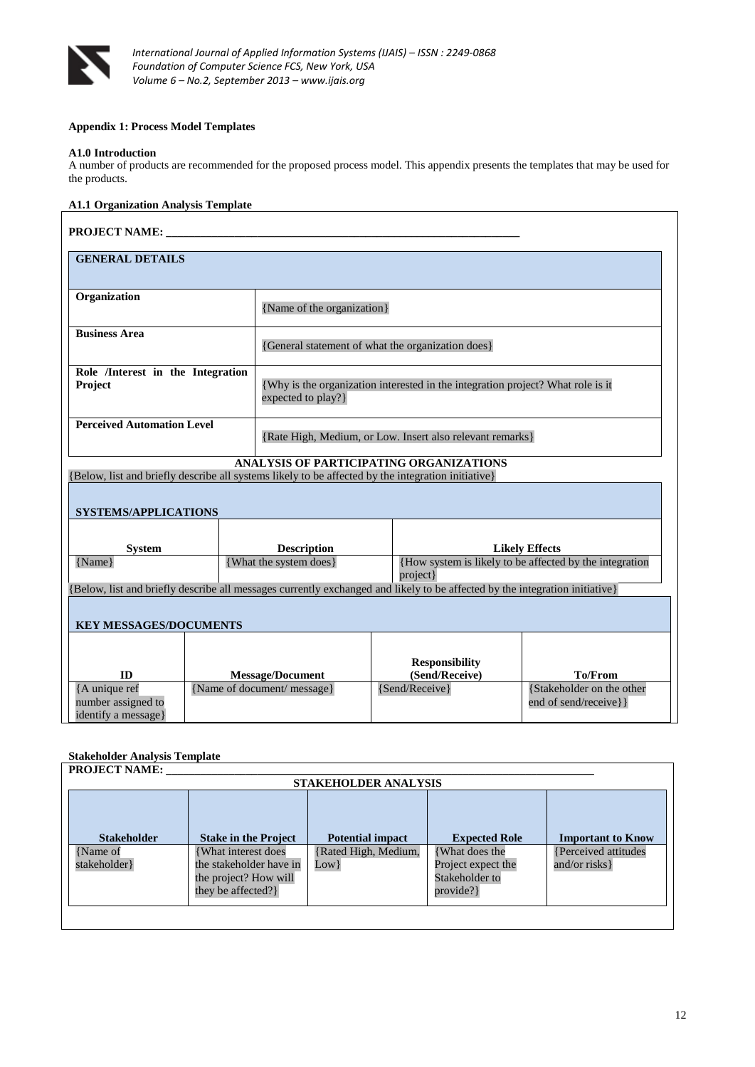**Appendix 1: Process Model Templates**

**A1.0 Introduction**

A number of products are recommended for the proposed process model. This appendix presents the templates that may be used for the products.

**A1.1 Organization Analysis Template**

**PROJECT NAME: ______________________________________________________________**

| **GENERAL DETAILS** | |
|---|---|
| **Organization** | {Name of the organization} |
| **Business Area** | {General statement of what the organization does} |
| **Role /Interest in the Integration Project** | {Why is the organization interested in the integration project? What role is it expected to play?} |
| **Perceived Automation Level** | {Rate High, Medium, or Low. Insert also relevant remarks} |

**ANALYSIS OF PARTICIPATING ORGANIZATIONS**

{Below, list and briefly describe all systems likely to be affected by the integration initiative}

| **SYSTEMS/APPLICATIONS** | | |
|---|---|---|
| **System** | **Description** | **Likely Effects** |
| {Name} | {What the system does} | {How system is likely to be affected by the integration project} |

{Below, list and briefly describe all messages currently exchanged and likely to be affected by the integration initiative}

| **KEY MESSAGES/DOCUMENTS** | | | |
|---|---|---|---|
| **ID** | **Message/Document** | **Responsibility (Send/Receive)** | **To/From** |
| {A unique ref number assigned to identify a message} | {Name of document/ message} | {Send/Receive} | {Stakeholder on the other end of send/receive}} |

**Stakeholder Analysis Template**

**PROJECT NAME: ______________________________________________________________**

**STAKEHOLDER ANALYSIS**

| **Stakeholder** | **Stake in the Project** | **Potential impact** | **Expected Role** | **Important to Know** |
|---|---|---|---|---|
| {Name of stakeholder} | {What interest does the stakeholder have in the project? How will they be affected?} | {Rated High, Medium, Low} | {What does the Project expect the Stakeholder to provide?} | {Perceived attitudes and/or risks} |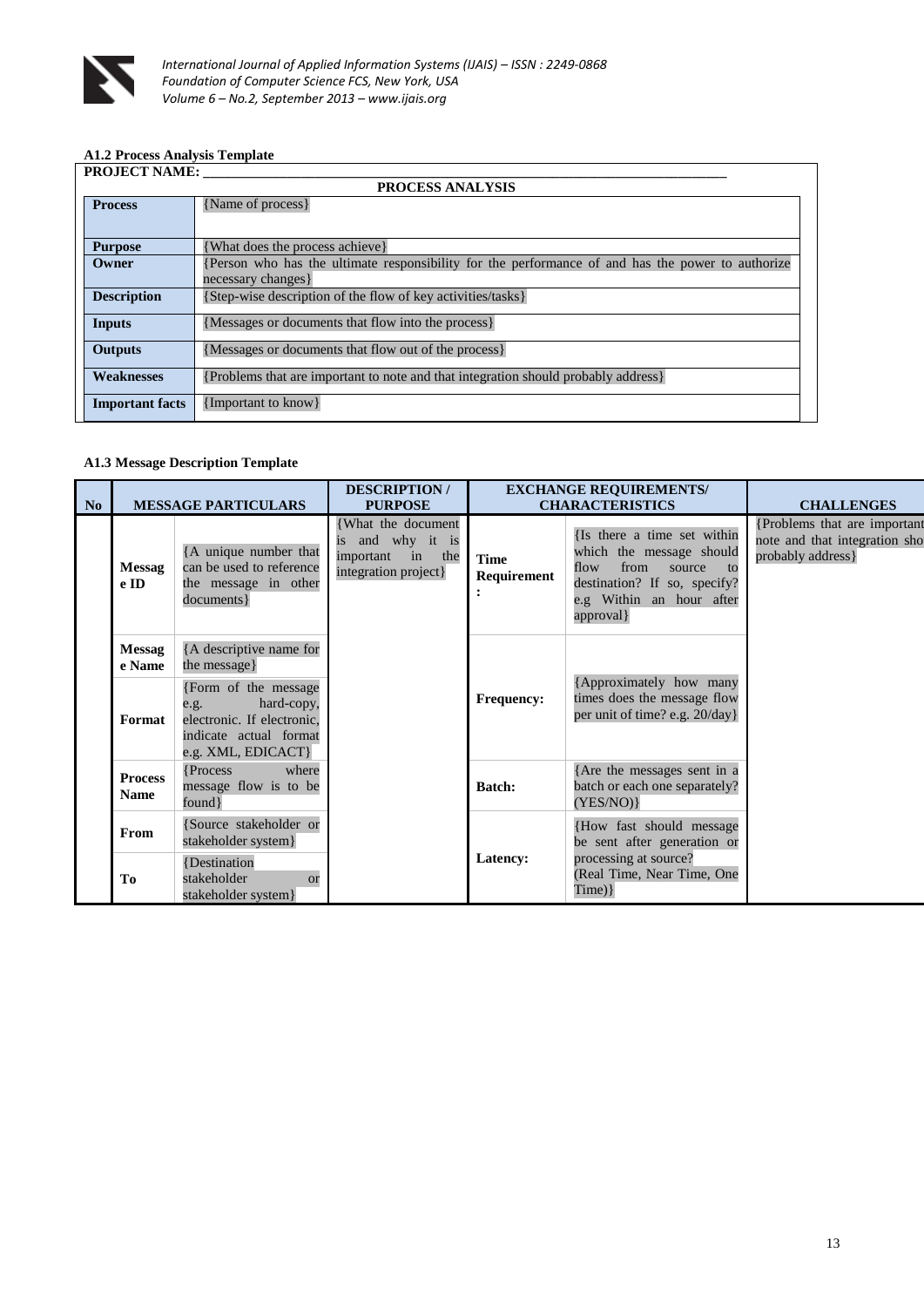### A1.2 Process Analysis Template

**PROJECT NAME:** ______________________________________________

| PROCESS ANALYSIS | |
|---|---|
| **Process** | {Name of process} |
| **Purpose** | {What does the process achieve} |
| **Owner** | {Person who has the ultimate responsibility for the performance of and has the power to authorize necessary changes} |
| **Description** | {Step-wise description of the flow of key activities/tasks} |
| **Inputs** | {Messages or documents that flow into the process} |
| **Outputs** | {Messages or documents that flow out of the process} |
| **Weaknesses** | {Problems that are important to note and that integration should probably address} |
| **Important facts** | {Important to know} |

### A1.3 Message Description Template

| No | MESSAGE PARTICULARS | | DESCRIPTION / PURPOSE | EXCHANGE REQUIREMENTS/ CHARACTERISTICS | | CHALLENGES |
|---|---|---|---|---|---|---|
| | **Message ID** | {A unique number that can be used to reference the message in other documents} | {What the document is and why it is important in the integration project} | **Time Requirement:** | {Is there a time set within which the message should flow from source to destination? If so, specify? e.g Within an hour after approval} | {Problems that are important note and that integration sho probably address} |
| | **Message Name** | {A descriptive name for the message} | | **Frequency:** | {Approximately how many times does the message flow per unit of time? e.g. 20/day} | |
| | **Format** | {Form of the message e.g. hard-copy, electronic. If electronic, indicate actual format e.g. XML, EDICACT} | | | | |
| | **Process Name** | {Process where message flow is to be found} | | **Batch:** | {Are the messages sent in a batch or each one separately? (YES/NO)} | |
| | **From** | {Source stakeholder or stakeholder system} | | **Latency:** | {How fast should message be sent after generation or processing at source? (Real Time, Near Time, One Time)} | |
| | **To** | {Destination stakeholder or stakeholder system} | | | | |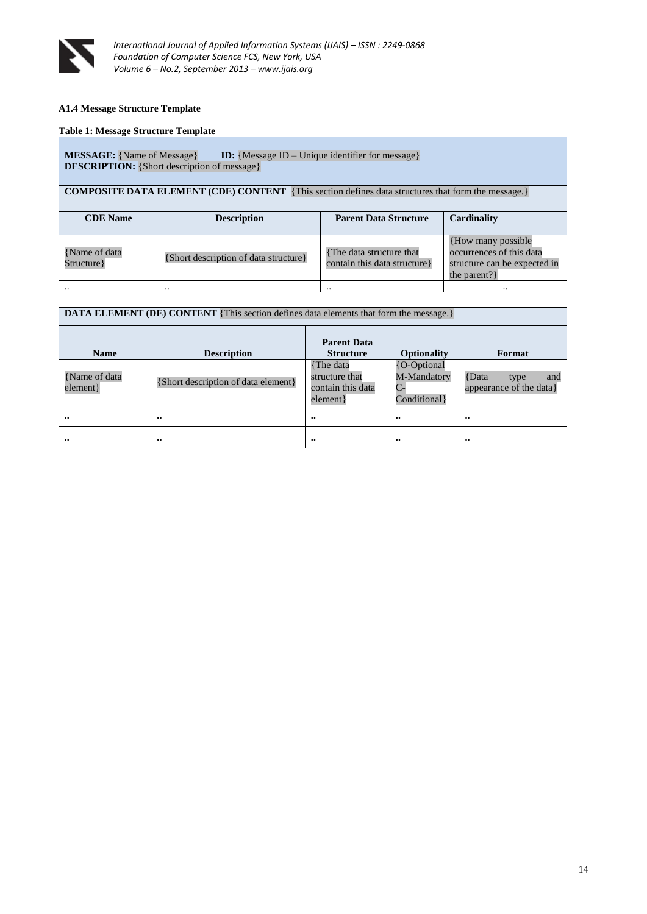### A1.4 Message Structure Template

**Table 1: Message Structure Template**

**MESSAGE:** {Name of Message} **ID:** {Message ID – Unique identifier for message}
**DESCRIPTION:** {Short description of message}

**COMPOSITE DATA ELEMENT (CDE) CONTENT** {This section defines data structures that form the message.}

| CDE Name | Description | Parent Data Structure | Cardinality |
|---|---|---|---|
| {Name of data Structure} | {Short description of data structure} | {The data structure that contain this data structure} | {How many possible occurrences of this data structure can be expected in the parent?} |
| .. | .. | .. | .. |

**DATA ELEMENT (DE) CONTENT** {This section defines data elements that form the message.}

| Name | Description | Parent Data Structure | Optionality | Format |
|---|---|---|---|---|
| {Name of data element} | {Short description of data element} | {The data structure that contain this data element} | {O-Optional M-Mandatory C-Conditional} | {Data type and appearance of the data} |
| .. | .. | .. | .. | .. |
| .. | .. | .. | .. | .. |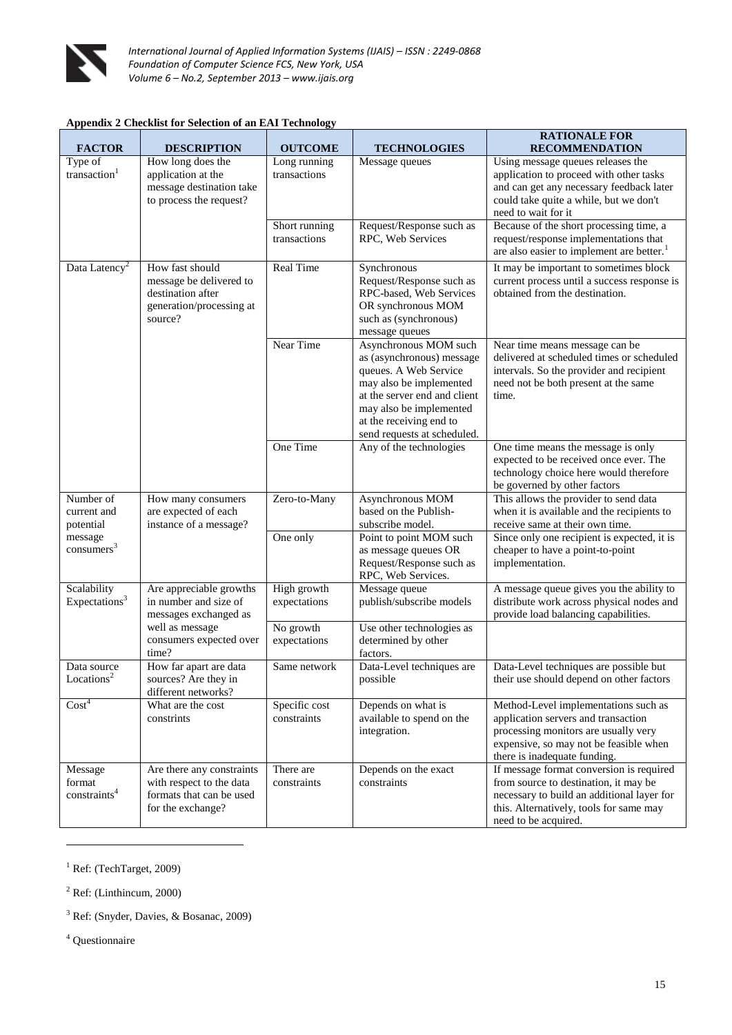**Appendix 2 Checklist for Selection of an EAI Technology**

| FACTOR | DESCRIPTION | OUTCOME | TECHNOLOGIES | RATIONALE FOR RECOMMENDATION |
|---|---|---|---|---|
| Type of transaction[1] | How long does the application at the message destination take to process the request? | Long running transactions | Message queues | Using message queues releases the application to proceed with other tasks and can get any necessary feedback later could take quite a while, but we don't need to wait for it |
| | | Short running transactions | Request/Response such as RPC, Web Services | Because of the short processing time, a request/response implementations that are also easier to implement are better.[1] |
| Data Latency[2] | How fast should message be delivered to destination after generation/processing at source? | Real Time | Synchronous Request/Response such as RPC-based, Web Services OR synchronous MOM such as (synchronous) message queues | It may be important to sometimes block current process until a success response is obtained from the destination. |
| | | Near Time | Asynchronous MOM such as (asynchronous) message queues. A Web Service may also be implemented at the server end and client may also be implemented at the receiving end to send requests at scheduled. | Near time means message can be delivered at scheduled times or scheduled intervals. So the provider and recipient need not be both present at the same time. |
| | | One Time | Any of the technologies | One time means the message is only expected to be received once ever. The technology choice here would therefore be governed by other factors |
| Number of current and potential message consumers[3] | How many consumers are expected of each instance of a message? | Zero-to-Many | Asynchronous MOM based on the Publish-subscribe model. | This allows the provider to send data when it is available and the recipients to receive same at their own time. |
| | | One only | Point to point MOM such as message queues OR Request/Response such as RPC, Web Services. | Since only one recipient is expected, it is cheaper to have a point-to-point implementation. |
| Scalability Expectations[3] | Are appreciable growths in number and size of messages exchanged as well as message consumers expected over time? | High growth expectations | Message queue publish/subscribe models | A message queue gives you the ability to distribute work across physical nodes and provide load balancing capabilities. |
| | | No growth expectations | Use other technologies as determined by other factors. | |
| Data source Locations[2] | How far apart are data sources? Are they in different networks? | Same network | Data-Level techniques are possible | Data-Level techniques are possible but their use should depend on other factors |
| Cost[4] | What are the cost constrints | Specific cost constraints | Depends on what is available to spend on the integration. | Method-Level implementations such as application servers and transaction processing monitors are usually very expensive, so may not be feasible when there is inadequate funding. |
| Message format constraints[4] | Are there any constraints with respect to the data formats that can be used for the exchange? | There are constraints | Depends on the exact constraints | If message format conversion is required from source to destination, it may be necessary to build an additional layer for this. Alternatively, tools for same may need to be acquired. |

[1] Ref: (TechTarget, 2009)

[2] Ref: (Linthincum, 2000)

[3] Ref: (Snyder, Davies, & Bosanac, 2009)

[4] Questionnaire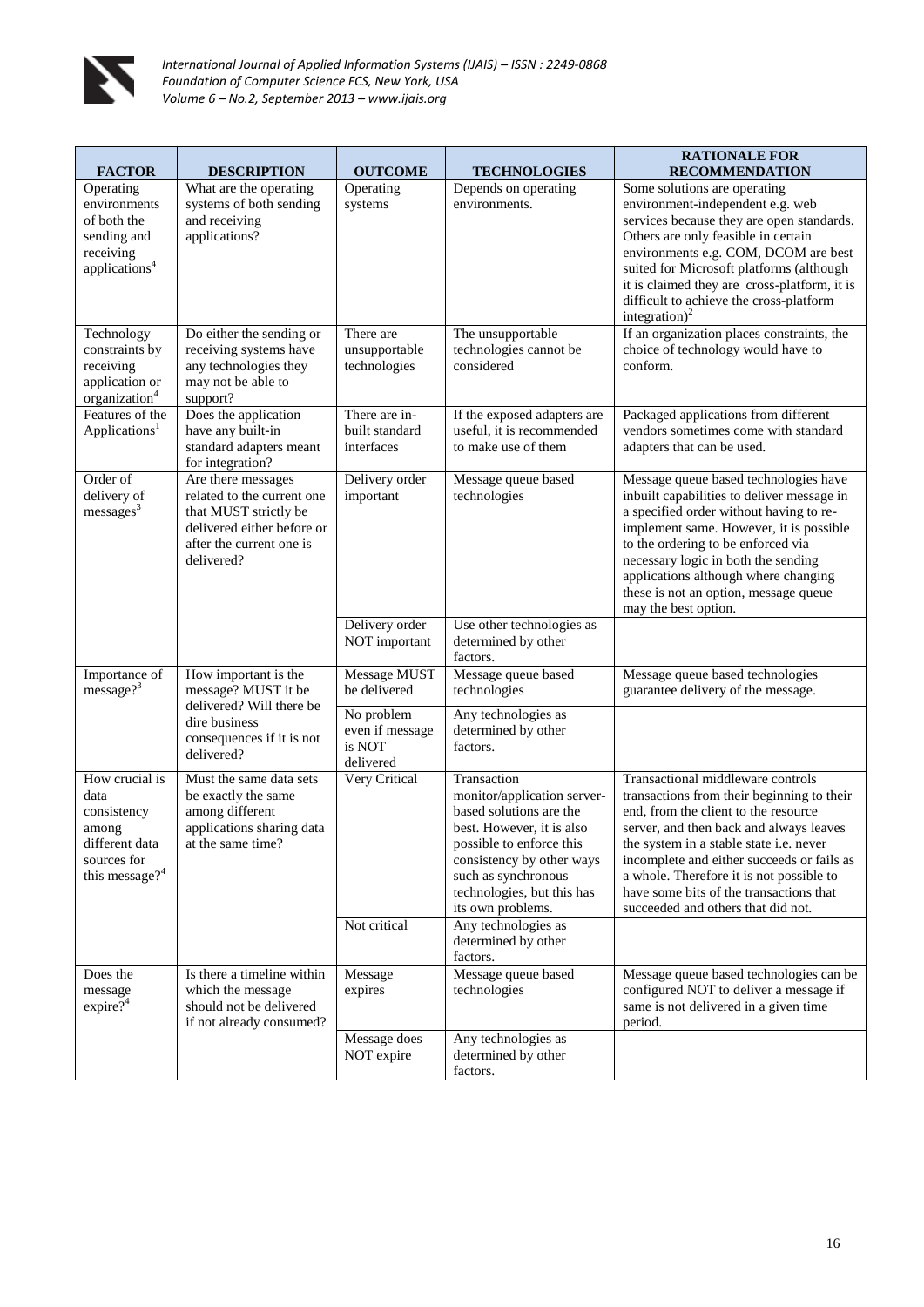| FACTOR | DESCRIPTION | OUTCOME | TECHNOLOGIES | RATIONALE FOR RECOMMENDATION |
|---|---|---|---|---|
| Operating environments of both the sending and receiving applications[4] | What are the operating systems of both sending and receiving applications? | Operating systems | Depends on operating environments. | Some solutions are operating environment-independent e.g. web services because they are open standards. Others are only feasible in certain environments e.g. COM, DCOM are best suited for Microsoft platforms (although it is claimed they are cross-platform, it is difficult to achieve the cross-platform integration)[2] |
| Technology constraints by receiving application or organization[4] | Do either the sending or receiving systems have any technologies they may not be able to support? | There are unsupportable technologies | The unsupportable technologies cannot be considered | If an organization places constraints, the choice of technology would have to conform. |
| Features of the Applications[1] | Does the application have any built-in standard adapters meant for integration? | There are in-built standard interfaces | If the exposed adapters are useful, it is recommended to make use of them | Packaged applications from different vendors sometimes come with standard adapters that can be used. |
| Order of delivery of messages[3] | Are there messages related to the current one that MUST strictly be delivered either before or after the current one is delivered? | Delivery order important | Message queue based technologies | Message queue based technologies have inbuilt capabilities to deliver message in a specified order without having to re-implement same. However, it is possible to the ordering to be enforced via necessary logic in both the sending applications although where changing these is not an option, message queue may the best option. |
| | | Delivery order NOT important | Use other technologies as determined by other factors. | |
| Importance of message?[3] | How important is the message? MUST it be delivered? Will there be dire business consequences if it is not delivered? | Message MUST be delivered | Message queue based technologies | Message queue based technologies guarantee delivery of the message. |
| | | No problem even if message is NOT delivered | Any technologies as determined by other factors. | |
| How crucial is data consistency among different data sources for this message?[4] | Must the same data sets be exactly the same among different applications sharing data at the same time? | Very Critical | Transaction monitor/application server-based solutions are the best. However, it is also possible to enforce this consistency by other ways such as synchronous technologies, but this has its own problems. | Transactional middleware controls transactions from their beginning to their end, from the client to the resource server, and then back and always leaves the system in a stable state i.e. never incomplete and either succeeds or fails as a whole. Therefore it is not possible to have some bits of the transactions that succeeded and others that did not. |
| | | Not critical | Any technologies as determined by other factors. | |
| Does the message expire?[4] | Is there a timeline within which the message should not be delivered if not already consumed? | Message expires | Message queue based technologies | Message queue based technologies can be configured NOT to deliver a message if same is not delivered in a given time period. |
| | | Message does NOT expire | Any technologies as determined by other factors. | |